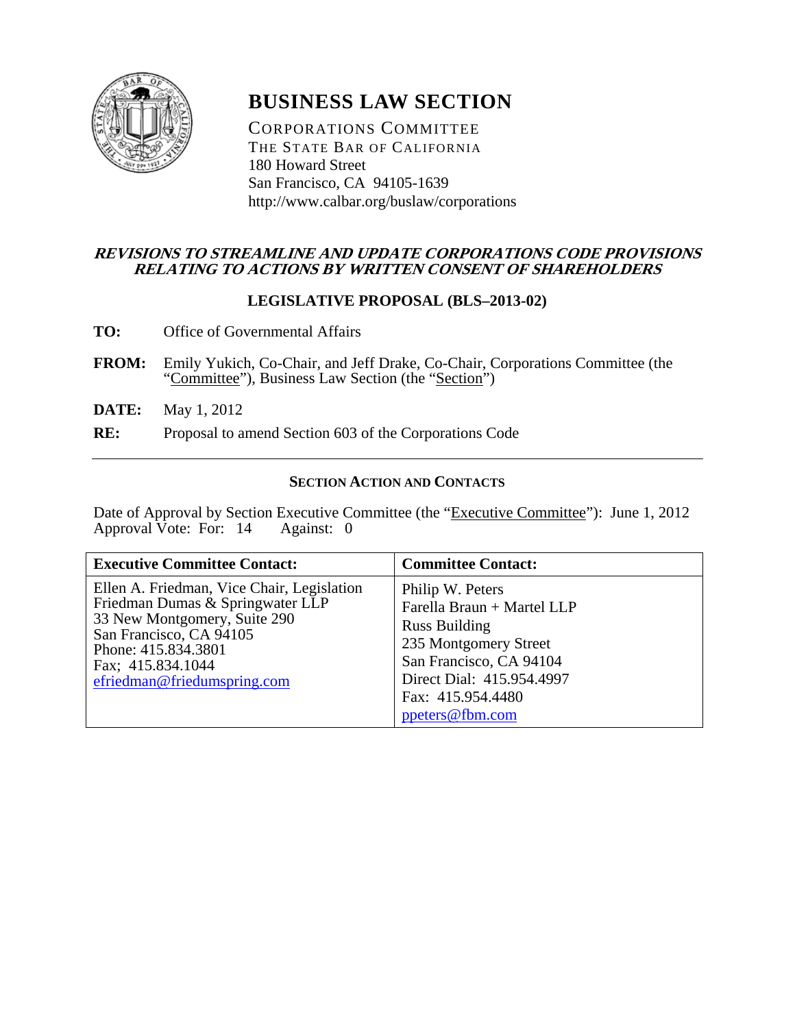# BUSINESS LAW SECTION

CORPORATIONS COMMITTEE
THE STATE BAR OF CALIFORNIA
180 Howard Street
San Francisco, CA 94105-1639
http://www.calbar.org/buslaw/corporations

## *REVISIONS TO STREAMLINE AND UPDATE CORPORATIONS CODE PROVISIONS RELATING TO ACTIONS BY WRITTEN CONSENT OF SHAREHOLDERS*

### LEGISLATIVE PROPOSAL (BLS–2013-02)

**TO:** Office of Governmental Affairs

**FROM:** Emily Yukich, Co-Chair, and Jeff Drake, Co-Chair, Corporations Committee (the "Committee"), Business Law Section (the "Section")

**DATE:** May 1, 2012

**RE:** Proposal to amend Section 603 of the Corporations Code

---

### SECTION ACTION AND CONTACTS

Date of Approval by Section Executive Committee (the "Executive Committee"): June 1, 2012
Approval Vote: For: 14 Against: 0

| Executive Committee Contact: | Committee Contact: |
|---|---|
| Ellen A. Friedman, Vice Chair, Legislation<br>Friedman Dumas & Springwater LLP<br>33 New Montgomery, Suite 290<br>San Francisco, CA 94105<br>Phone: 415.834.3801<br>Fax; 415.834.1044<br>efriedman@friedumspring.com | Philip W. Peters<br>Farella Braun + Martel LLP<br>Russ Building<br>235 Montgomery Street<br>San Francisco, CA 94104<br>Direct Dial: 415.954.4997<br>Fax: 415.954.4480<br>ppeters@fbm.com |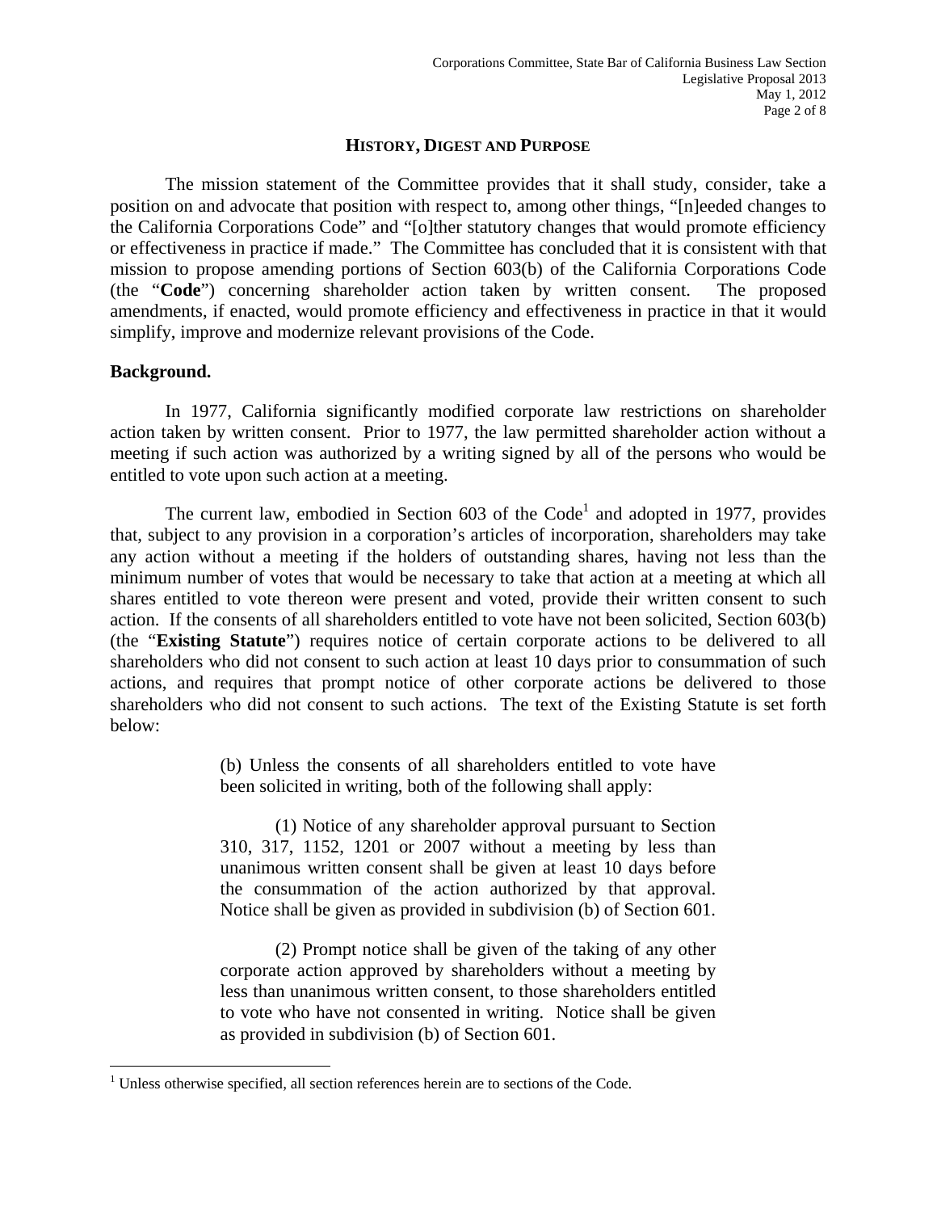## HISTORY, DIGEST AND PURPOSE

The mission statement of the Committee provides that it shall study, consider, take a position on and advocate that position with respect to, among other things, "[n]eeded changes to the California Corporations Code" and "[o]ther statutory changes that would promote efficiency or effectiveness in practice if made." The Committee has concluded that it is consistent with that mission to propose amending portions of Section 603(b) of the California Corporations Code (the "**Code**") concerning shareholder action taken by written consent. The proposed amendments, if enacted, would promote efficiency and effectiveness in practice in that it would simplify, improve and modernize relevant provisions of the Code.

**Background.**

In 1977, California significantly modified corporate law restrictions on shareholder action taken by written consent. Prior to 1977, the law permitted shareholder action without a meeting if such action was authorized by a writing signed by all of the persons who would be entitled to vote upon such action at a meeting.

The current law, embodied in Section 603 of the Code[1] and adopted in 1977, provides that, subject to any provision in a corporation's articles of incorporation, shareholders may take any action without a meeting if the holders of outstanding shares, having not less than the minimum number of votes that would be necessary to take that action at a meeting at which all shares entitled to vote thereon were present and voted, provide their written consent to such action. If the consents of all shareholders entitled to vote have not been solicited, Section 603(b) (the "**Existing Statute**") requires notice of certain corporate actions to be delivered to all shareholders who did not consent to such action at least 10 days prior to consummation of such actions, and requires that prompt notice of other corporate actions be delivered to those shareholders who did not consent to such actions. The text of the Existing Statute is set forth below:

> (b) Unless the consents of all shareholders entitled to vote have been solicited in writing, both of the following shall apply:
>
> (1) Notice of any shareholder approval pursuant to Section 310, 317, 1152, 1201 or 2007 without a meeting by less than unanimous written consent shall be given at least 10 days before the consummation of the action authorized by that approval. Notice shall be given as provided in subdivision (b) of Section 601.
>
> (2) Prompt notice shall be given of the taking of any other corporate action approved by shareholders without a meeting by less than unanimous written consent, to those shareholders entitled to vote who have not consented in writing. Notice shall be given as provided in subdivision (b) of Section 601.

[1] Unless otherwise specified, all section references herein are to sections of the Code.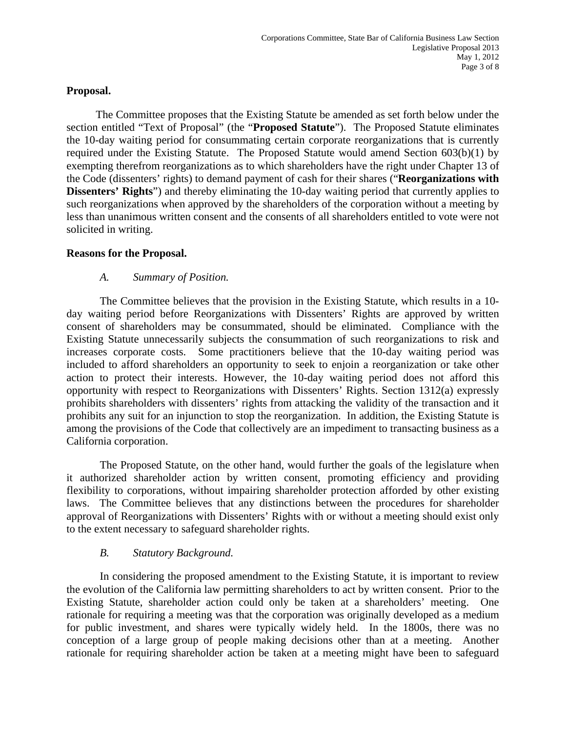**Proposal.**

The Committee proposes that the Existing Statute be amended as set forth below under the section entitled "Text of Proposal" (the "**Proposed Statute**"). The Proposed Statute eliminates the 10-day waiting period for consummating certain corporate reorganizations that is currently required under the Existing Statute. The Proposed Statute would amend Section 603(b)(1) by exempting therefrom reorganizations as to which shareholders have the right under Chapter 13 of the Code (dissenters' rights) to demand payment of cash for their shares ("**Reorganizations with Dissenters' Rights**") and thereby eliminating the 10-day waiting period that currently applies to such reorganizations when approved by the shareholders of the corporation without a meeting by less than unanimous written consent and the consents of all shareholders entitled to vote were not solicited in writing.

**Reasons for the Proposal.**

*A. Summary of Position.*

The Committee believes that the provision in the Existing Statute, which results in a 10-day waiting period before Reorganizations with Dissenters' Rights are approved by written consent of shareholders may be consummated, should be eliminated. Compliance with the Existing Statute unnecessarily subjects the consummation of such reorganizations to risk and increases corporate costs. Some practitioners believe that the 10-day waiting period was included to afford shareholders an opportunity to seek to enjoin a reorganization or take other action to protect their interests. However, the 10-day waiting period does not afford this opportunity with respect to Reorganizations with Dissenters' Rights. Section 1312(a) expressly prohibits shareholders with dissenters' rights from attacking the validity of the transaction and it prohibits any suit for an injunction to stop the reorganization. In addition, the Existing Statute is among the provisions of the Code that collectively are an impediment to transacting business as a California corporation.

The Proposed Statute, on the other hand, would further the goals of the legislature when it authorized shareholder action by written consent, promoting efficiency and providing flexibility to corporations, without impairing shareholder protection afforded by other existing laws. The Committee believes that any distinctions between the procedures for shareholder approval of Reorganizations with Dissenters' Rights with or without a meeting should exist only to the extent necessary to safeguard shareholder rights.

*B. Statutory Background.*

In considering the proposed amendment to the Existing Statute, it is important to review the evolution of the California law permitting shareholders to act by written consent. Prior to the Existing Statute, shareholder action could only be taken at a shareholders' meeting. One rationale for requiring a meeting was that the corporation was originally developed as a medium for public investment, and shares were typically widely held. In the 1800s, there was no conception of a large group of people making decisions other than at a meeting. Another rationale for requiring shareholder action be taken at a meeting might have been to safeguard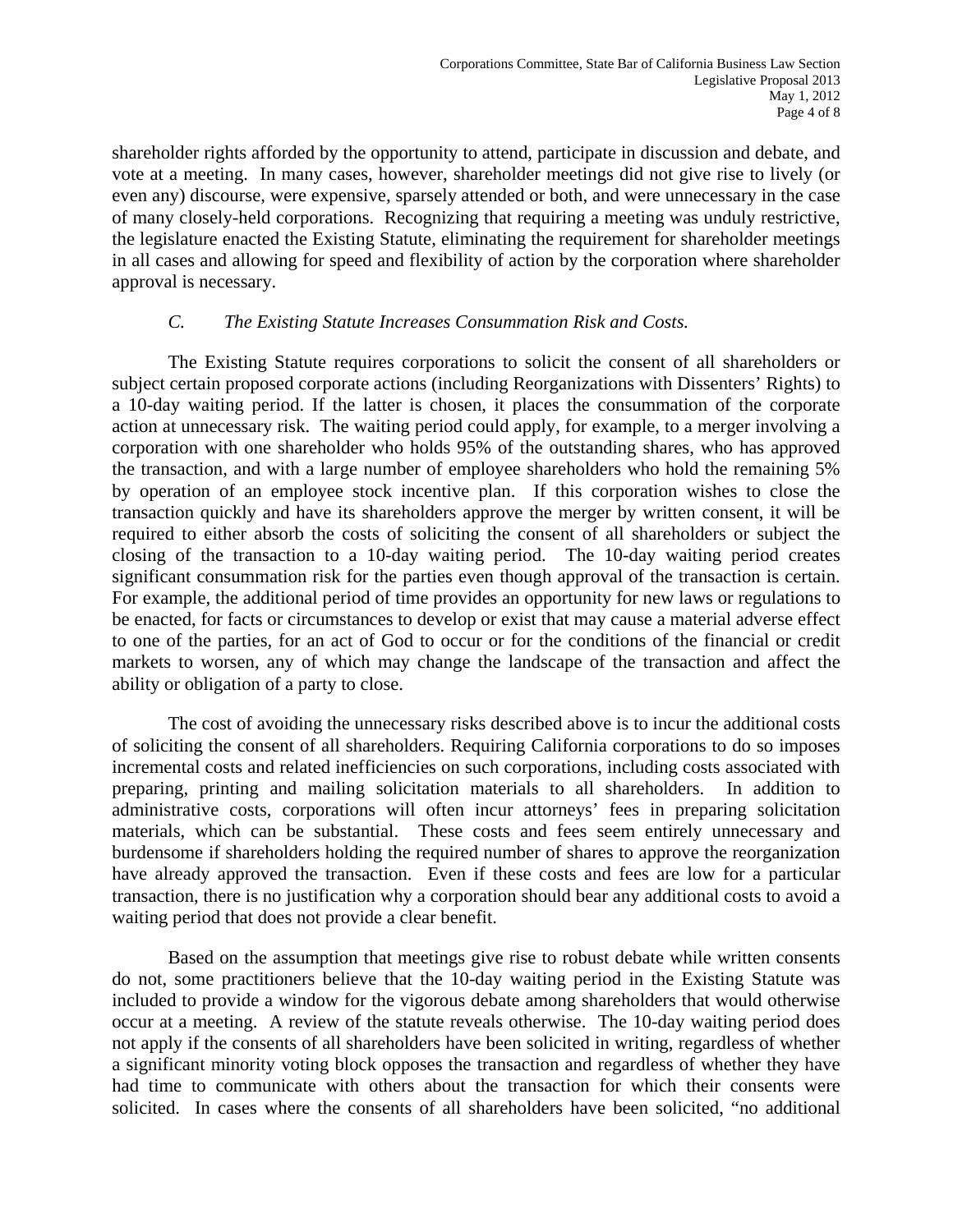shareholder rights afforded by the opportunity to attend, participate in discussion and debate, and vote at a meeting. In many cases, however, shareholder meetings did not give rise to lively (or even any) discourse, were expensive, sparsely attended or both, and were unnecessary in the case of many closely-held corporations. Recognizing that requiring a meeting was unduly restrictive, the legislature enacted the Existing Statute, eliminating the requirement for shareholder meetings in all cases and allowing for speed and flexibility of action by the corporation where shareholder approval is necessary.

### *C. The Existing Statute Increases Consummation Risk and Costs.*

The Existing Statute requires corporations to solicit the consent of all shareholders or subject certain proposed corporate actions (including Reorganizations with Dissenters' Rights) to a 10-day waiting period. If the latter is chosen, it places the consummation of the corporate action at unnecessary risk. The waiting period could apply, for example, to a merger involving a corporation with one shareholder who holds 95% of the outstanding shares, who has approved the transaction, and with a large number of employee shareholders who hold the remaining 5% by operation of an employee stock incentive plan. If this corporation wishes to close the transaction quickly and have its shareholders approve the merger by written consent, it will be required to either absorb the costs of soliciting the consent of all shareholders or subject the closing of the transaction to a 10-day waiting period. The 10-day waiting period creates significant consummation risk for the parties even though approval of the transaction is certain. For example, the additional period of time provides an opportunity for new laws or regulations to be enacted, for facts or circumstances to develop or exist that may cause a material adverse effect to one of the parties, for an act of God to occur or for the conditions of the financial or credit markets to worsen, any of which may change the landscape of the transaction and affect the ability or obligation of a party to close.

The cost of avoiding the unnecessary risks described above is to incur the additional costs of soliciting the consent of all shareholders. Requiring California corporations to do so imposes incremental costs and related inefficiencies on such corporations, including costs associated with preparing, printing and mailing solicitation materials to all shareholders. In addition to administrative costs, corporations will often incur attorneys' fees in preparing solicitation materials, which can be substantial. These costs and fees seem entirely unnecessary and burdensome if shareholders holding the required number of shares to approve the reorganization have already approved the transaction. Even if these costs and fees are low for a particular transaction, there is no justification why a corporation should bear any additional costs to avoid a waiting period that does not provide a clear benefit.

Based on the assumption that meetings give rise to robust debate while written consents do not, some practitioners believe that the 10-day waiting period in the Existing Statute was included to provide a window for the vigorous debate among shareholders that would otherwise occur at a meeting. A review of the statute reveals otherwise. The 10-day waiting period does not apply if the consents of all shareholders have been solicited in writing, regardless of whether a significant minority voting block opposes the transaction and regardless of whether they have had time to communicate with others about the transaction for which their consents were solicited. In cases where the consents of all shareholders have been solicited, "no additional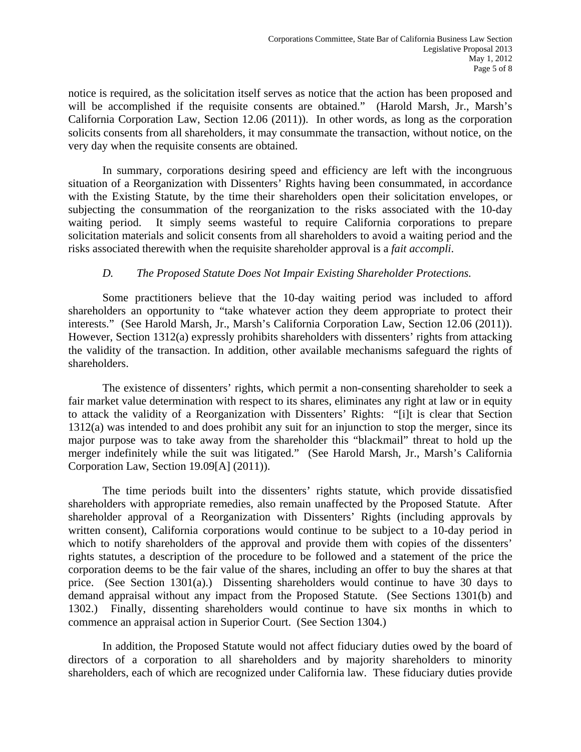notice is required, as the solicitation itself serves as notice that the action has been proposed and will be accomplished if the requisite consents are obtained." (Harold Marsh, Jr., Marsh's California Corporation Law, Section 12.06 (2011)). In other words, as long as the corporation solicits consents from all shareholders, it may consummate the transaction, without notice, on the very day when the requisite consents are obtained.

In summary, corporations desiring speed and efficiency are left with the incongruous situation of a Reorganization with Dissenters' Rights having been consummated, in accordance with the Existing Statute, by the time their shareholders open their solicitation envelopes, or subjecting the consummation of the reorganization to the risks associated with the 10-day waiting period. It simply seems wasteful to require California corporations to prepare solicitation materials and solicit consents from all shareholders to avoid a waiting period and the risks associated therewith when the requisite shareholder approval is a *fait accompli*.

### *D. The Proposed Statute Does Not Impair Existing Shareholder Protections.*

Some practitioners believe that the 10-day waiting period was included to afford shareholders an opportunity to "take whatever action they deem appropriate to protect their interests." (See Harold Marsh, Jr., Marsh's California Corporation Law, Section 12.06 (2011)). However, Section 1312(a) expressly prohibits shareholders with dissenters' rights from attacking the validity of the transaction. In addition, other available mechanisms safeguard the rights of shareholders.

The existence of dissenters' rights, which permit a non-consenting shareholder to seek a fair market value determination with respect to its shares, eliminates any right at law or in equity to attack the validity of a Reorganization with Dissenters' Rights: "[i]t is clear that Section 1312(a) was intended to and does prohibit any suit for an injunction to stop the merger, since its major purpose was to take away from the shareholder this "blackmail" threat to hold up the merger indefinitely while the suit was litigated." (See Harold Marsh, Jr., Marsh's California Corporation Law, Section 19.09[A] (2011)).

The time periods built into the dissenters' rights statute, which provide dissatisfied shareholders with appropriate remedies, also remain unaffected by the Proposed Statute. After shareholder approval of a Reorganization with Dissenters' Rights (including approvals by written consent), California corporations would continue to be subject to a 10-day period in which to notify shareholders of the approval and provide them with copies of the dissenters' rights statutes, a description of the procedure to be followed and a statement of the price the corporation deems to be the fair value of the shares, including an offer to buy the shares at that price. (See Section 1301(a).) Dissenting shareholders would continue to have 30 days to demand appraisal without any impact from the Proposed Statute. (See Sections 1301(b) and 1302.) Finally, dissenting shareholders would continue to have six months in which to commence an appraisal action in Superior Court. (See Section 1304.)

In addition, the Proposed Statute would not affect fiduciary duties owed by the board of directors of a corporation to all shareholders and by majority shareholders to minority shareholders, each of which are recognized under California law. These fiduciary duties provide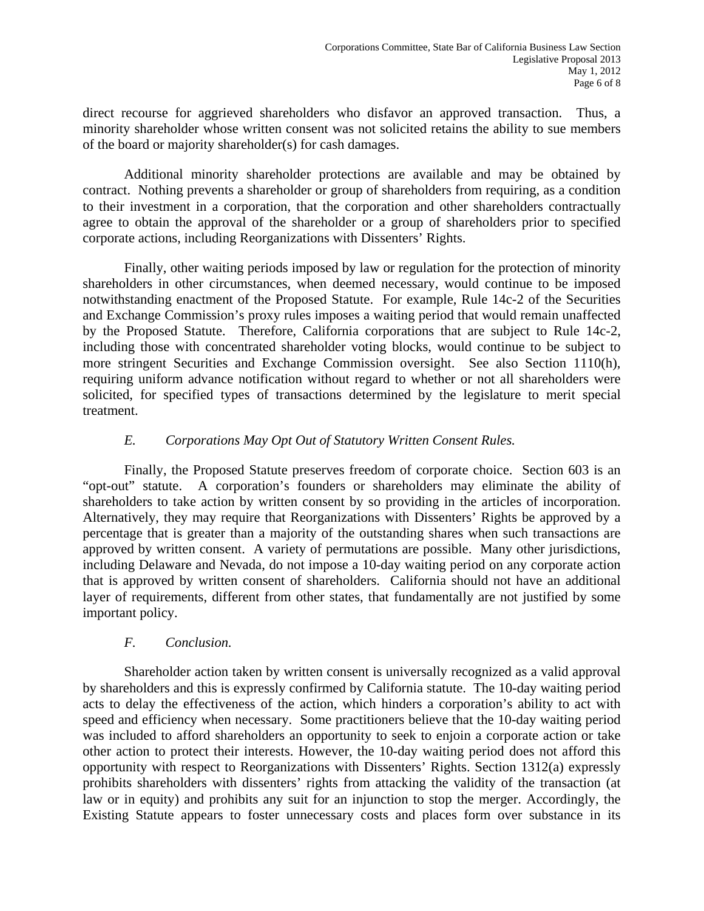direct recourse for aggrieved shareholders who disfavor an approved transaction. Thus, a minority shareholder whose written consent was not solicited retains the ability to sue members of the board or majority shareholder(s) for cash damages.

Additional minority shareholder protections are available and may be obtained by contract. Nothing prevents a shareholder or group of shareholders from requiring, as a condition to their investment in a corporation, that the corporation and other shareholders contractually agree to obtain the approval of the shareholder or a group of shareholders prior to specified corporate actions, including Reorganizations with Dissenters' Rights.

Finally, other waiting periods imposed by law or regulation for the protection of minority shareholders in other circumstances, when deemed necessary, would continue to be imposed notwithstanding enactment of the Proposed Statute. For example, Rule 14c-2 of the Securities and Exchange Commission's proxy rules imposes a waiting period that would remain unaffected by the Proposed Statute. Therefore, California corporations that are subject to Rule 14c-2, including those with concentrated shareholder voting blocks, would continue to be subject to more stringent Securities and Exchange Commission oversight. See also Section 1110(h), requiring uniform advance notification without regard to whether or not all shareholders were solicited, for specified types of transactions determined by the legislature to merit special treatment.

### *E. Corporations May Opt Out of Statutory Written Consent Rules.*

Finally, the Proposed Statute preserves freedom of corporate choice. Section 603 is an "opt-out" statute. A corporation's founders or shareholders may eliminate the ability of shareholders to take action by written consent by so providing in the articles of incorporation. Alternatively, they may require that Reorganizations with Dissenters' Rights be approved by a percentage that is greater than a majority of the outstanding shares when such transactions are approved by written consent. A variety of permutations are possible. Many other jurisdictions, including Delaware and Nevada, do not impose a 10-day waiting period on any corporate action that is approved by written consent of shareholders. California should not have an additional layer of requirements, different from other states, that fundamentally are not justified by some important policy.

### *F. Conclusion.*

Shareholder action taken by written consent is universally recognized as a valid approval by shareholders and this is expressly confirmed by California statute. The 10-day waiting period acts to delay the effectiveness of the action, which hinders a corporation's ability to act with speed and efficiency when necessary. Some practitioners believe that the 10-day waiting period was included to afford shareholders an opportunity to seek to enjoin a corporate action or take other action to protect their interests. However, the 10-day waiting period does not afford this opportunity with respect to Reorganizations with Dissenters' Rights. Section 1312(a) expressly prohibits shareholders with dissenters' rights from attacking the validity of the transaction (at law or in equity) and prohibits any suit for an injunction to stop the merger. Accordingly, the Existing Statute appears to foster unnecessary costs and places form over substance in its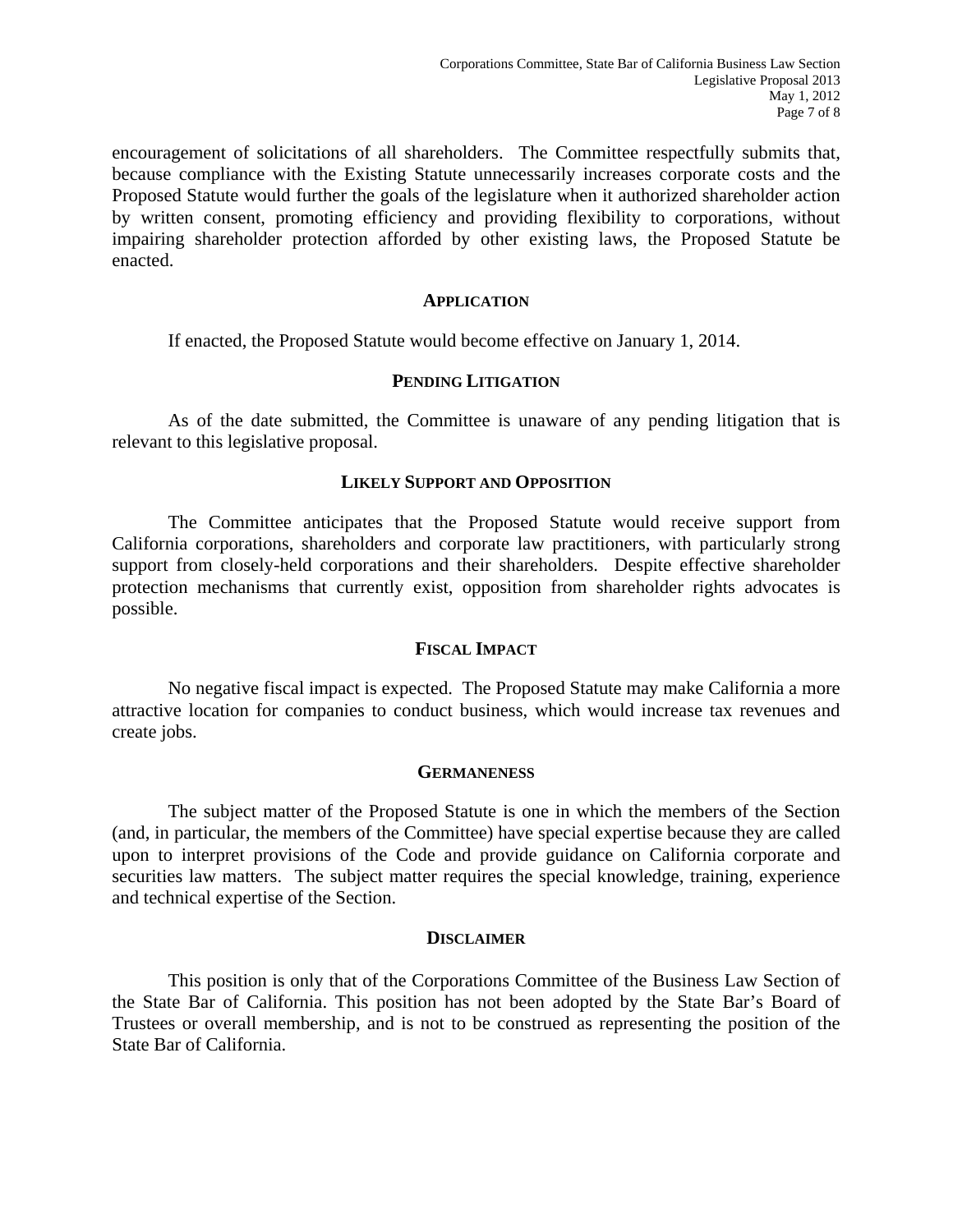encouragement of solicitations of all shareholders. The Committee respectfully submits that, because compliance with the Existing Statute unnecessarily increases corporate costs and the Proposed Statute would further the goals of the legislature when it authorized shareholder action by written consent, promoting efficiency and providing flexibility to corporations, without impairing shareholder protection afforded by other existing laws, the Proposed Statute be enacted.

## APPLICATION

If enacted, the Proposed Statute would become effective on January 1, 2014.

## PENDING LITIGATION

As of the date submitted, the Committee is unaware of any pending litigation that is relevant to this legislative proposal.

## LIKELY SUPPORT AND OPPOSITION

The Committee anticipates that the Proposed Statute would receive support from California corporations, shareholders and corporate law practitioners, with particularly strong support from closely-held corporations and their shareholders. Despite effective shareholder protection mechanisms that currently exist, opposition from shareholder rights advocates is possible.

## FISCAL IMPACT

No negative fiscal impact is expected. The Proposed Statute may make California a more attractive location for companies to conduct business, which would increase tax revenues and create jobs.

## GERMANENESS

The subject matter of the Proposed Statute is one in which the members of the Section (and, in particular, the members of the Committee) have special expertise because they are called upon to interpret provisions of the Code and provide guidance on California corporate and securities law matters. The subject matter requires the special knowledge, training, experience and technical expertise of the Section.

## DISCLAIMER

This position is only that of the Corporations Committee of the Business Law Section of the State Bar of California. This position has not been adopted by the State Bar's Board of Trustees or overall membership, and is not to be construed as representing the position of the State Bar of California.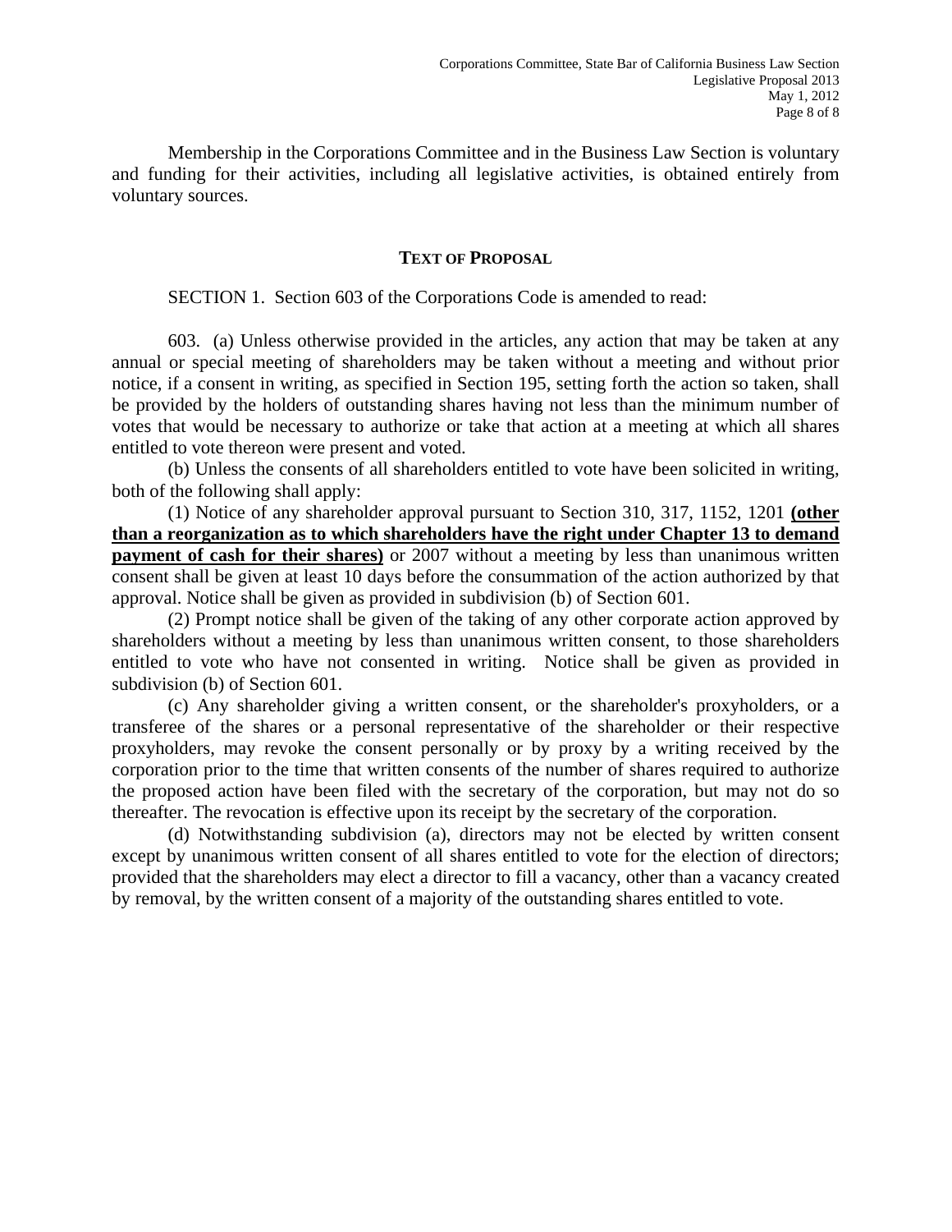Membership in the Corporations Committee and in the Business Law Section is voluntary and funding for their activities, including all legislative activities, is obtained entirely from voluntary sources.

## TEXT OF PROPOSAL

SECTION 1. Section 603 of the Corporations Code is amended to read:

603. (a) Unless otherwise provided in the articles, any action that may be taken at any annual or special meeting of shareholders may be taken without a meeting and without prior notice, if a consent in writing, as specified in Section 195, setting forth the action so taken, shall be provided by the holders of outstanding shares having not less than the minimum number of votes that would be necessary to authorize or take that action at a meeting at which all shares entitled to vote thereon were present and voted.

(b) Unless the consents of all shareholders entitled to vote have been solicited in writing, both of the following shall apply:

(1) Notice of any shareholder approval pursuant to Section 310, 317, 1152, 1201 **<u>(other than a reorganization as to which shareholders have the right under Chapter 13 to demand payment of cash for their shares)</u>** or 2007 without a meeting by less than unanimous written consent shall be given at least 10 days before the consummation of the action authorized by that approval. Notice shall be given as provided in subdivision (b) of Section 601.

(2) Prompt notice shall be given of the taking of any other corporate action approved by shareholders without a meeting by less than unanimous written consent, to those shareholders entitled to vote who have not consented in writing. Notice shall be given as provided in subdivision (b) of Section 601.

(c) Any shareholder giving a written consent, or the shareholder's proxyholders, or a transferee of the shares or a personal representative of the shareholder or their respective proxyholders, may revoke the consent personally or by proxy by a writing received by the corporation prior to the time that written consents of the number of shares required to authorize the proposed action have been filed with the secretary of the corporation, but may not do so thereafter. The revocation is effective upon its receipt by the secretary of the corporation.

(d) Notwithstanding subdivision (a), directors may not be elected by written consent except by unanimous written consent of all shares entitled to vote for the election of directors; provided that the shareholders may elect a director to fill a vacancy, other than a vacancy created by removal, by the written consent of a majority of the outstanding shares entitled to vote.